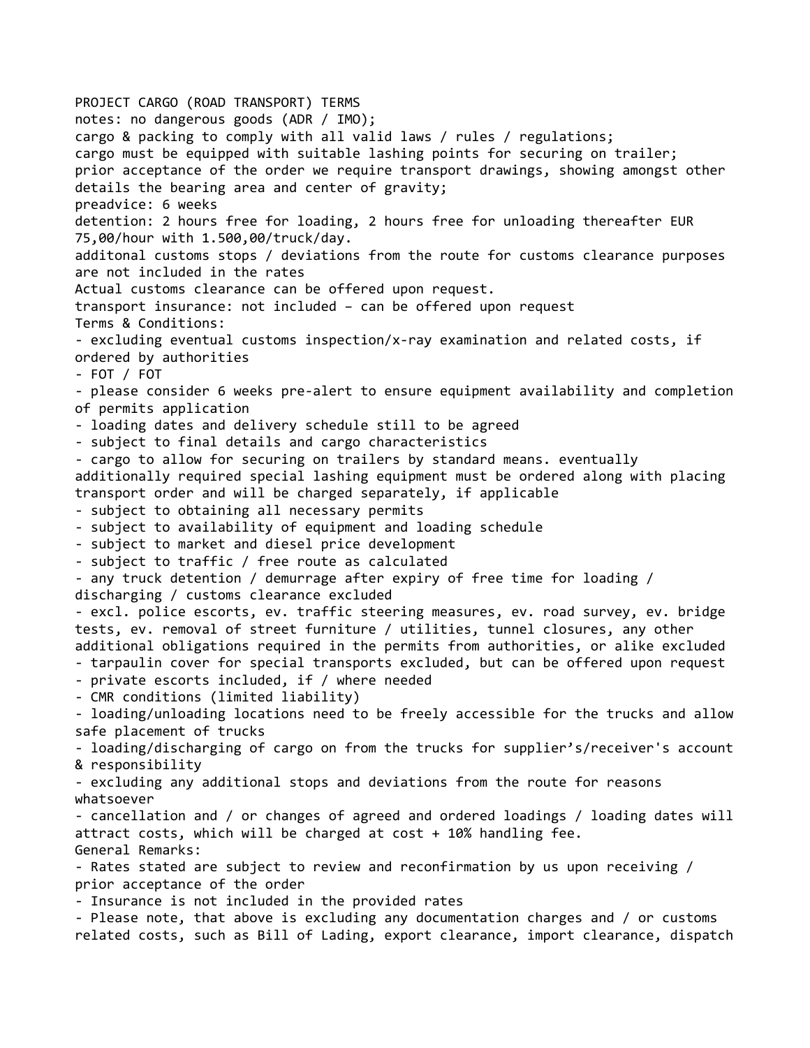PROJECT CARGO (ROAD TRANSPORT) TERMS

notes: no dangerous goods (ADR / IMO);
cargo & packing to comply with all valid laws / rules / regulations;
cargo must be equipped with suitable lashing points for securing on trailer;
prior acceptance of the order we require transport drawings, showing amongst other details the bearing area and center of gravity;
preadvice: 6 weeks
detention: 2 hours free for loading, 2 hours free for unloading thereafter EUR 75,00/hour with 1.500,00/truck/day.
additonal customs stops / deviations from the route for customs clearance purposes are not included in the rates
Actual customs clearance can be offered upon request.
transport insurance: not included – can be offered upon request

Terms & Conditions:

- excluding eventual customs inspection/x-ray examination and related costs, if ordered by authorities
- FOT / FOT
- please consider 6 weeks pre-alert to ensure equipment availability and completion of permits application
- loading dates and delivery schedule still to be agreed
- subject to final details and cargo characteristics
- cargo to allow for securing on trailers by standard means. eventually additionally required special lashing equipment must be ordered along with placing transport order and will be charged separately, if applicable
- subject to obtaining all necessary permits
- subject to availability of equipment and loading schedule
- subject to market and diesel price development
- subject to traffic / free route as calculated
- any truck detention / demurrage after expiry of free time for loading / discharging / customs clearance excluded
- excl. police escorts, ev. traffic steering measures, ev. road survey, ev. bridge tests, ev. removal of street furniture / utilities, tunnel closures, any other additional obligations required in the permits from authorities, or alike excluded
- tarpaulin cover for special transports excluded, but can be offered upon request
- private escorts included, if / where needed
- CMR conditions (limited liability)
- loading/unloading locations need to be freely accessible for the trucks and allow safe placement of trucks
- loading/discharging of cargo on from the trucks for supplier's/receiver's account & responsibility
- excluding any additional stops and deviations from the route for reasons whatsoever
- cancellation and / or changes of agreed and ordered loadings / loading dates will attract costs, which will be charged at cost + 10% handling fee.

General Remarks:

- Rates stated are subject to review and reconfirmation by us upon receiving / prior acceptance of the order
- Insurance is not included in the provided rates
- Please note, that above is excluding any documentation charges and / or customs related costs, such as Bill of Lading, export clearance, import clearance, dispatch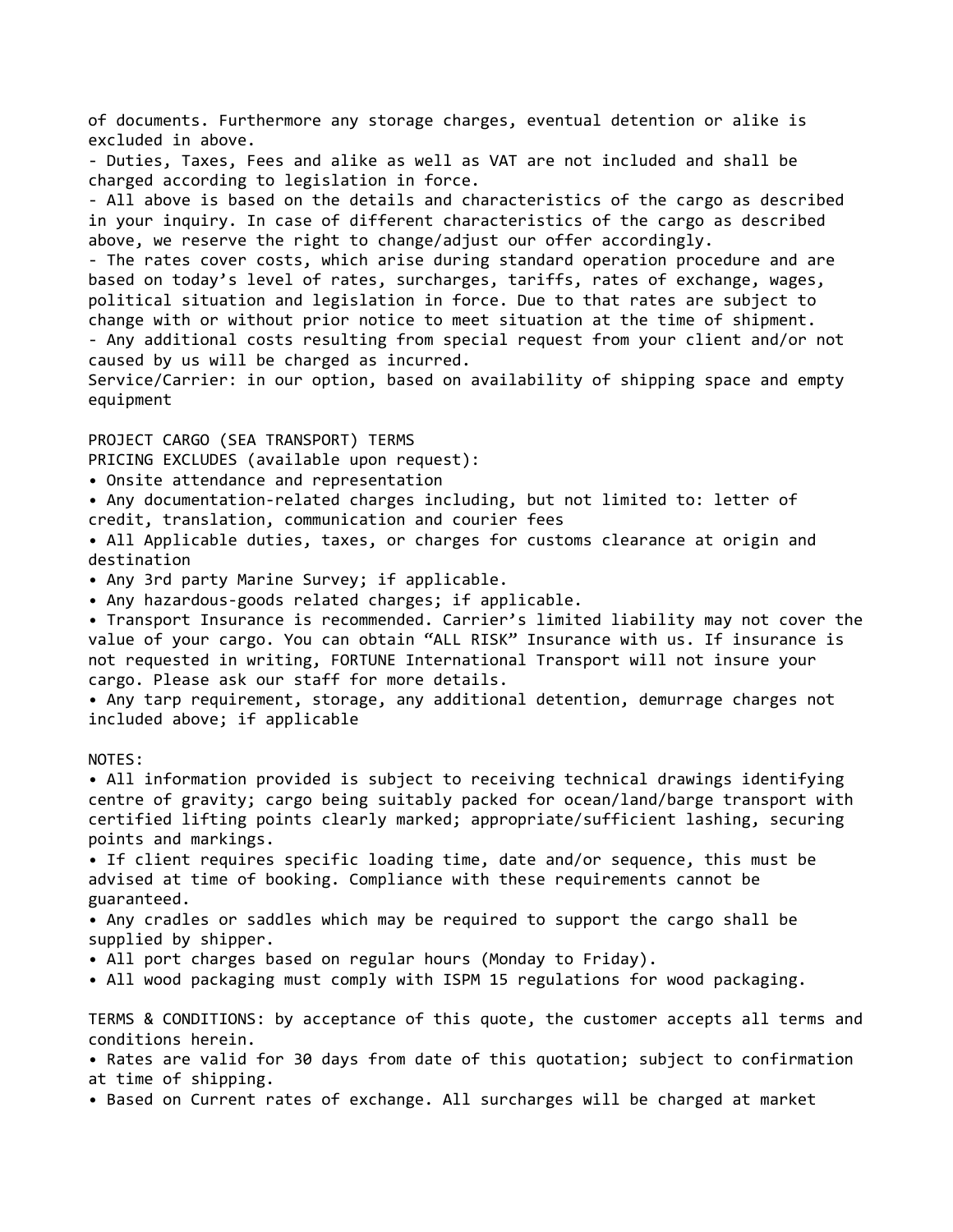of documents. Furthermore any storage charges, eventual detention or alike is excluded in above.

- Duties, Taxes, Fees and alike as well as VAT are not included and shall be charged according to legislation in force.
- All above is based on the details and characteristics of the cargo as described in your inquiry. In case of different characteristics of the cargo as described above, we reserve the right to change/adjust our offer accordingly.
- The rates cover costs, which arise during standard operation procedure and are based on today's level of rates, surcharges, tariffs, rates of exchange, wages, political situation and legislation in force. Due to that rates are subject to change with or without prior notice to meet situation at the time of shipment.
- Any additional costs resulting from special request from your client and/or not caused by us will be charged as incurred.

Service/Carrier: in our option, based on availability of shipping space and empty equipment

PROJECT CARGO (SEA TRANSPORT) TERMS

PRICING EXCLUDES (available upon request):

- Onsite attendance and representation
- Any documentation-related charges including, but not limited to: letter of credit, translation, communication and courier fees
- All Applicable duties, taxes, or charges for customs clearance at origin and destination
- Any 3rd party Marine Survey; if applicable.
- Any hazardous-goods related charges; if applicable.
- Transport Insurance is recommended. Carrier's limited liability may not cover the value of your cargo. You can obtain "ALL RISK" Insurance with us. If insurance is not requested in writing, FORTUNE International Transport will not insure your cargo. Please ask our staff for more details.
- Any tarp requirement, storage, any additional detention, demurrage charges not included above; if applicable

NOTES:

- All information provided is subject to receiving technical drawings identifying centre of gravity; cargo being suitably packed for ocean/land/barge transport with certified lifting points clearly marked; appropriate/sufficient lashing, securing points and markings.
- If client requires specific loading time, date and/or sequence, this must be advised at time of booking. Compliance with these requirements cannot be guaranteed.
- Any cradles or saddles which may be required to support the cargo shall be supplied by shipper.
- All port charges based on regular hours (Monday to Friday).
- All wood packaging must comply with ISPM 15 regulations for wood packaging.

TERMS & CONDITIONS: by acceptance of this quote, the customer accepts all terms and conditions herein.

- Rates are valid for 30 days from date of this quotation; subject to confirmation at time of shipping.
- Based on Current rates of exchange. All surcharges will be charged at market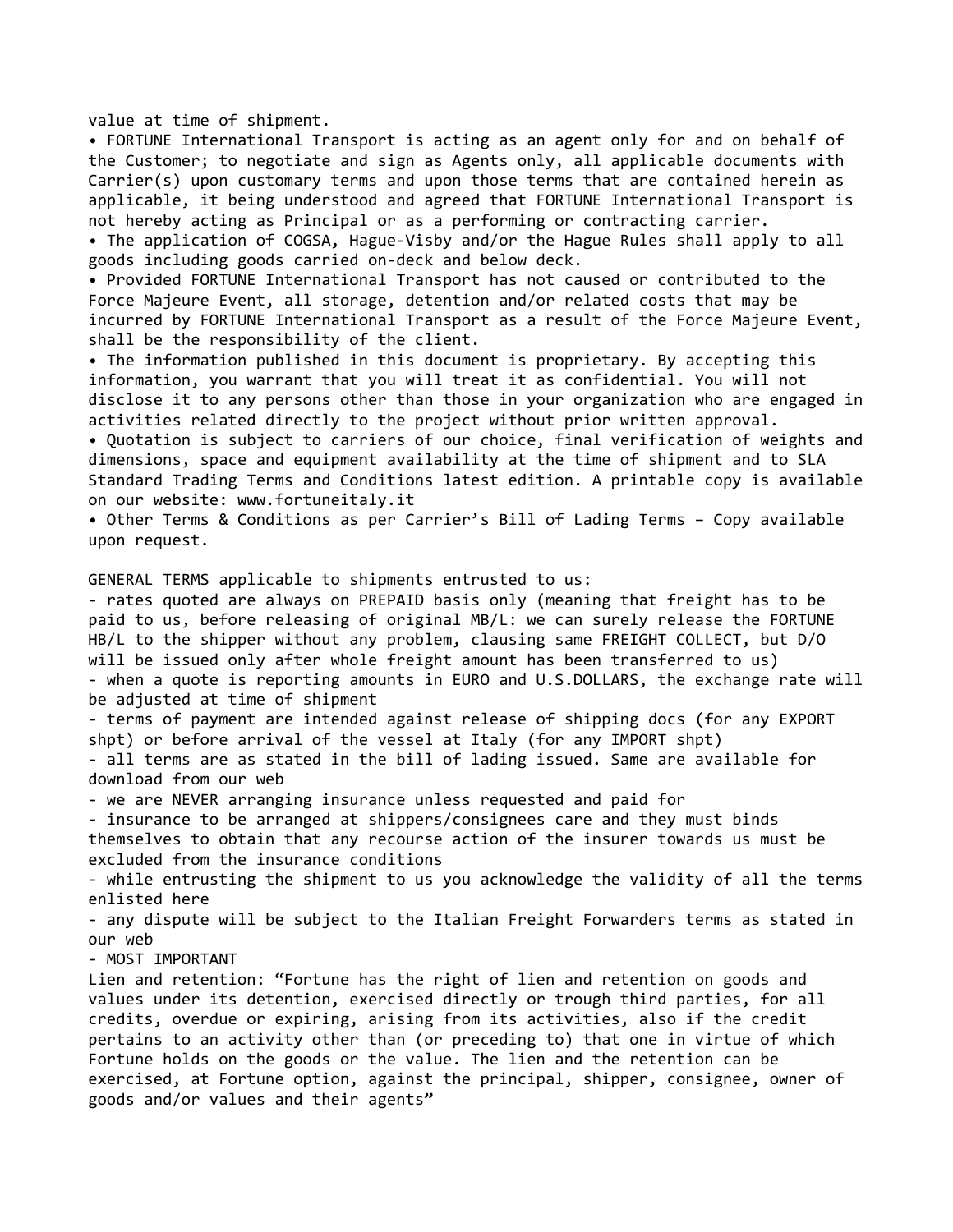value at time of shipment.

- FORTUNE International Transport is acting as an agent only for and on behalf of the Customer; to negotiate and sign as Agents only, all applicable documents with Carrier(s) upon customary terms and upon those terms that are contained herein as applicable, it being understood and agreed that FORTUNE International Transport is not hereby acting as Principal or as a performing or contracting carrier.
- The application of COGSA, Hague-Visby and/or the Hague Rules shall apply to all goods including goods carried on-deck and below deck.
- Provided FORTUNE International Transport has not caused or contributed to the Force Majeure Event, all storage, detention and/or related costs that may be incurred by FORTUNE International Transport as a result of the Force Majeure Event, shall be the responsibility of the client.
- The information published in this document is proprietary. By accepting this information, you warrant that you will treat it as confidential. You will not disclose it to any persons other than those in your organization who are engaged in activities related directly to the project without prior written approval.
- Quotation is subject to carriers of our choice, final verification of weights and dimensions, space and equipment availability at the time of shipment and to SLA Standard Trading Terms and Conditions latest edition. A printable copy is available on our website: www.fortuneitaly.it
- Other Terms & Conditions as per Carrier's Bill of Lading Terms – Copy available upon request.

GENERAL TERMS applicable to shipments entrusted to us:

- rates quoted are always on PREPAID basis only (meaning that freight has to be paid to us, before releasing of original MB/L: we can surely release the FORTUNE HB/L to the shipper without any problem, clausing same FREIGHT COLLECT, but D/O will be issued only after whole freight amount has been transferred to us)
- when a quote is reporting amounts in EURO and U.S.DOLLARS, the exchange rate will be adjusted at time of shipment
- terms of payment are intended against release of shipping docs (for any EXPORT shpt) or before arrival of the vessel at Italy (for any IMPORT shpt)
- all terms are as stated in the bill of lading issued. Same are available for download from our web
- we are NEVER arranging insurance unless requested and paid for
- insurance to be arranged at shippers/consignees care and they must binds themselves to obtain that any recourse action of the insurer towards us must be excluded from the insurance conditions
- while entrusting the shipment to us you acknowledge the validity of all the terms enlisted here
- any dispute will be subject to the Italian Freight Forwarders terms as stated in our web
- MOST IMPORTANT

Lien and retention: "Fortune has the right of lien and retention on goods and values under its detention, exercised directly or trough third parties, for all credits, overdue or expiring, arising from its activities, also if the credit pertains to an activity other than (or preceding to) that one in virtue of which Fortune holds on the goods or the value. The lien and the retention can be exercised, at Fortune option, against the principal, shipper, consignee, owner of goods and/or values and their agents"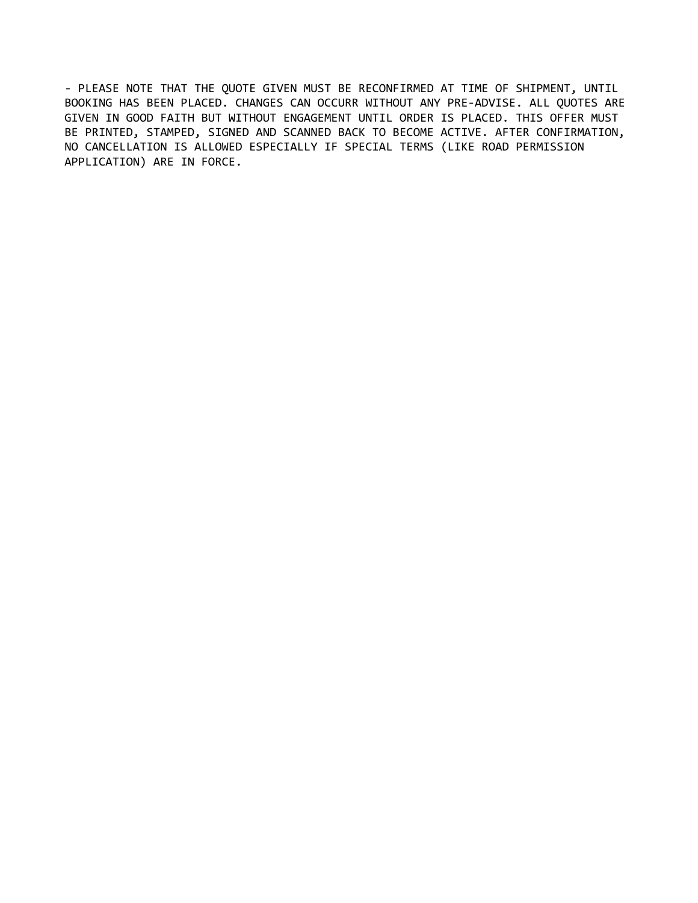- PLEASE NOTE THAT THE QUOTE GIVEN MUST BE RECONFIRMED AT TIME OF SHIPMENT, UNTIL BOOKING HAS BEEN PLACED. CHANGES CAN OCCURR WITHOUT ANY PRE-ADVISE. ALL QUOTES ARE GIVEN IN GOOD FAITH BUT WITHOUT ENGAGEMENT UNTIL ORDER IS PLACED. THIS OFFER MUST BE PRINTED, STAMPED, SIGNED AND SCANNED BACK TO BECOME ACTIVE. AFTER CONFIRMATION, NO CANCELLATION IS ALLOWED ESPECIALLY IF SPECIAL TERMS (LIKE ROAD PERMISSION APPLICATION) ARE IN FORCE.